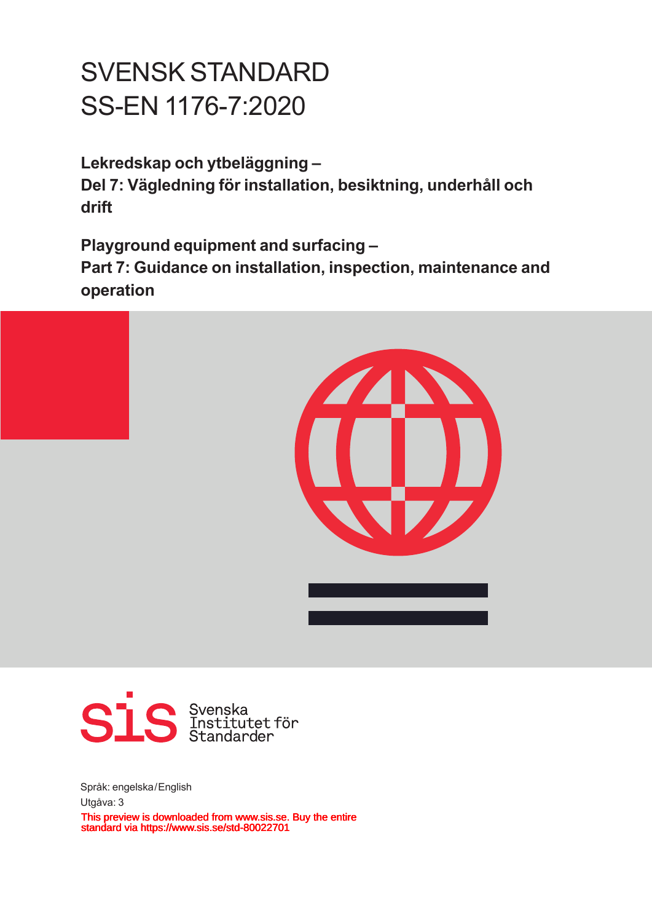# SVENSK STANDARD
# SS-EN 1176-7:2020

**Lekredskap och ytbeläggning –**
**Del 7: Vägledning för installation, besiktning, underhåll och drift**

**Playground equipment and surfacing –**
**Part 7: Guidance on installation, inspection, maintenance and operation**

Svenska Institutet för Standarder

Språk: engelska/English

Utgåva: 3

This preview is downloaded from www.sis.se. Buy the entire standard via https://www.sis.se/std-80022701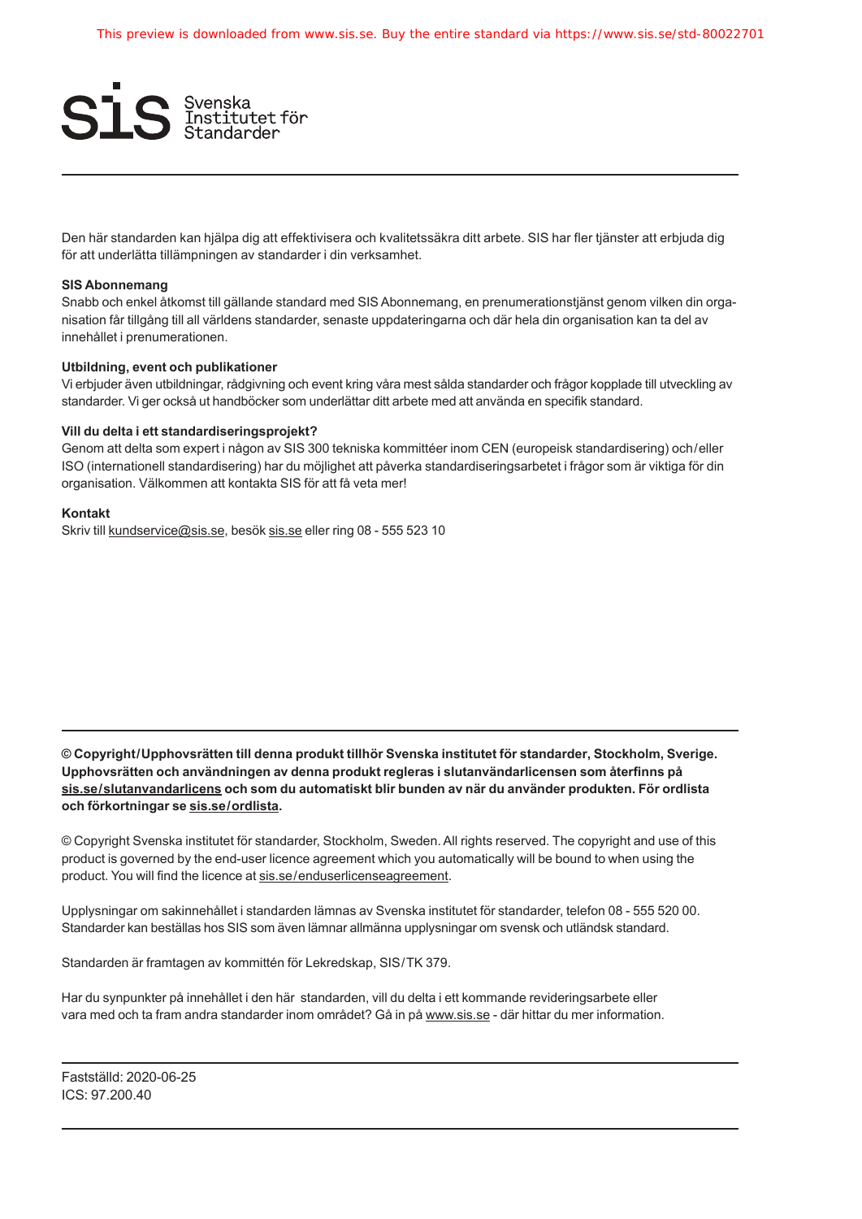This preview is downloaded from www.sis.se. Buy the entire standard via https://www.sis.se/std-80022701

Svenska Institutet för Standarder

Den här standarden kan hjälpa dig att effektivisera och kvalitetssäkra ditt arbete. SIS har fler tjänster att erbjuda dig för att underlätta tillämpningen av standarder i din verksamhet.

**SIS Abonnemang**

Snabb och enkel åtkomst till gällande standard med SIS Abonnemang, en prenumerationstjänst genom vilken din organisation får tillgång till all världens standarder, senaste uppdateringarna och där hela din organisation kan ta del av innehållet i prenumerationen.

**Utbildning, event och publikationer**

Vi erbjuder även utbildningar, rådgivning och event kring våra mest sålda standarder och frågor kopplade till utveckling av standarder. Vi ger också ut handböcker som underlättar ditt arbete med att använda en specifik standard.

**Vill du delta i ett standardiseringsprojekt?**

Genom att delta som expert i någon av SIS 300 tekniska kommittéer inom CEN (europeisk standardisering) och/eller ISO (internationell standardisering) har du möjlighet att påverka standardiseringsarbetet i frågor som är viktiga för din organisation. Välkommen att kontakta SIS för att få veta mer!

**Kontakt**

Skriv till kundservice@sis.se, besök sis.se eller ring 08 - 555 523 10

**© Copyright/Upphovsrätten till denna produkt tillhör Svenska institutet för standarder, Stockholm, Sverige. Upphovsrätten och användningen av denna produkt regleras i slutanvändarlicensen som återfinns på sis.se/slutanvandarlicens och som du automatiskt blir bunden av när du använder produkten. För ordlista och förkortningar se sis.se/ordlista.**

© Copyright Svenska institutet för standarder, Stockholm, Sweden. All rights reserved. The copyright and use of this product is governed by the end-user licence agreement which you automatically will be bound to when using the product. You will find the licence at sis.se/enduserlicenseagreement.

Upplysningar om sakinnehållet i standarden lämnas av Svenska institutet för standarder, telefon 08 - 555 520 00. Standarder kan beställas hos SIS som även lämnar allmänna upplysningar om svensk och utländsk standard.

Standarden är framtagen av kommittén för Lekredskap, SIS/TK 379.

Har du synpunkter på innehållet i den här standarden, vill du delta i ett kommande revideringsarbete eller vara med och ta fram andra standarder inom området? Gå in på www.sis.se - där hittar du mer information.

Fastställd: 2020-06-25
ICS: 97.200.40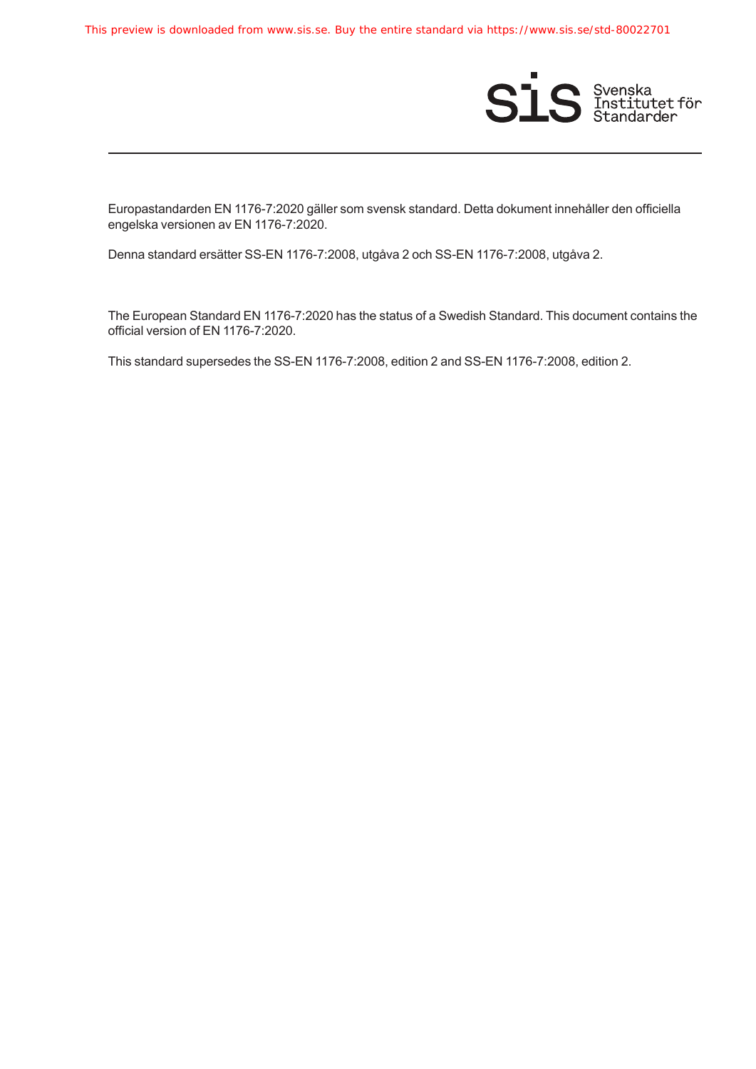Europastandarden EN 1176-7:2020 gäller som svensk standard. Detta dokument innehåller den officiella engelska versionen av EN 1176-7:2020.

Denna standard ersätter SS-EN 1176-7:2008, utgåva 2 och SS-EN 1176-7:2008, utgåva 2.

The European Standard EN 1176-7:2020 has the status of a Swedish Standard. This document contains the official version of EN 1176-7:2020.

This standard supersedes the SS-EN 1176-7:2008, edition 2 and SS-EN 1176-7:2008, edition 2.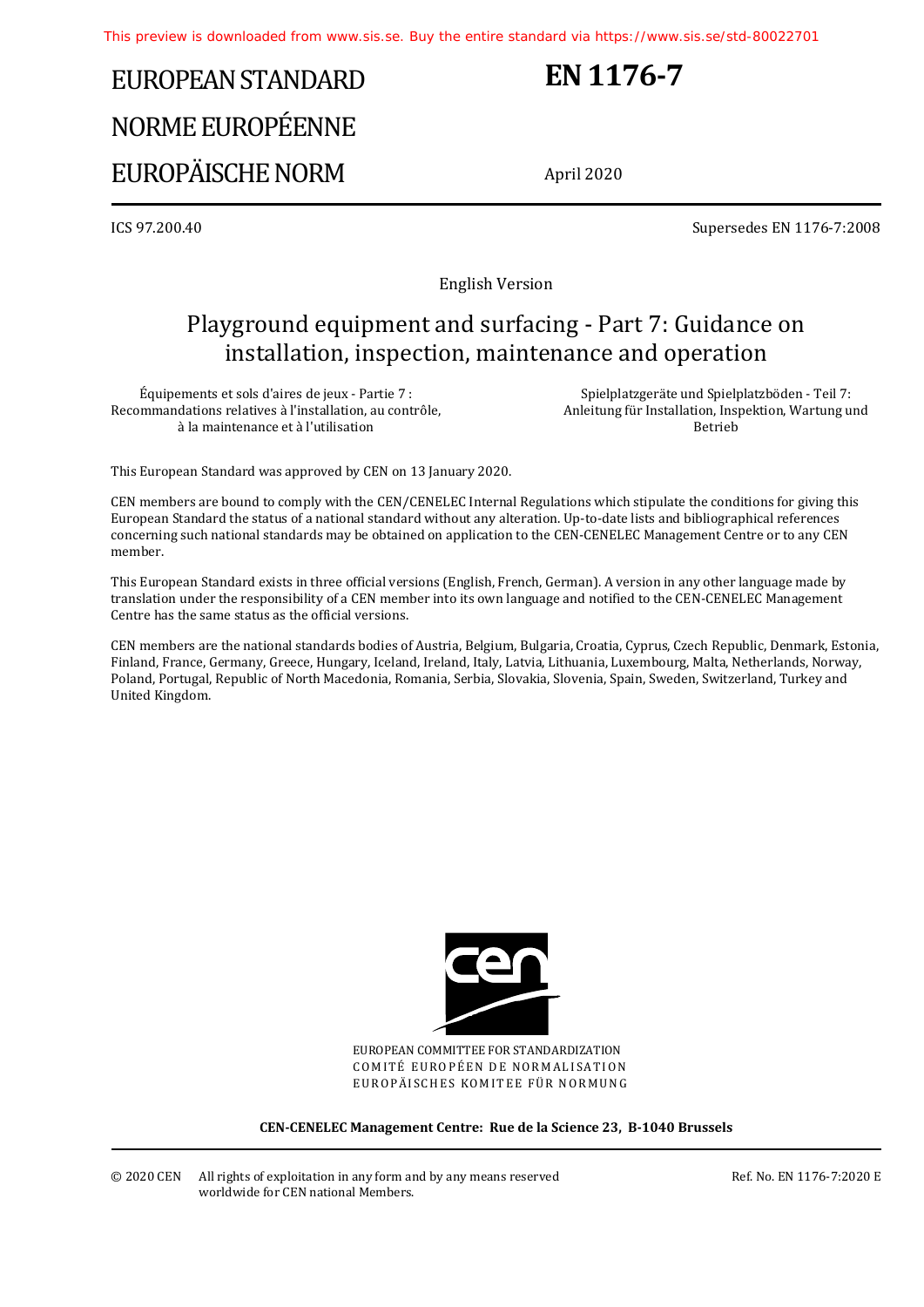This preview is downloaded from www.sis.se. Buy the entire standard via https://www.sis.se/std-80022701

# EUROPEAN STANDARD
# NORME EUROPÉENNE
# EUROPÄISCHE NORM

**EN 1176-7**

April 2020

ICS 97.200.40

Supersedes EN 1176-7:2008

English Version

## Playground equipment and surfacing - Part 7: Guidance on installation, inspection, maintenance and operation

Équipements et sols d'aires de jeux - Partie 7 : Recommandations relatives à l'installation, au contrôle, à la maintenance et à l'utilisation

Spielplatzgeräte und Spielplatzböden - Teil 7: Anleitung für Installation, Inspektion, Wartung und Betrieb

This European Standard was approved by CEN on 13 January 2020.

CEN members are bound to comply with the CEN/CENELEC Internal Regulations which stipulate the conditions for giving this European Standard the status of a national standard without any alteration. Up-to-date lists and bibliographical references concerning such national standards may be obtained on application to the CEN-CENELEC Management Centre or to any CEN member.

This European Standard exists in three official versions (English, French, German). A version in any other language made by translation under the responsibility of a CEN member into its own language and notified to the CEN-CENELEC Management Centre has the same status as the official versions.

CEN members are the national standards bodies of Austria, Belgium, Bulgaria, Croatia, Cyprus, Czech Republic, Denmark, Estonia, Finland, France, Germany, Greece, Hungary, Iceland, Ireland, Italy, Latvia, Lithuania, Luxembourg, Malta, Netherlands, Norway, Poland, Portugal, Republic of North Macedonia, Romania, Serbia, Slovakia, Slovenia, Spain, Sweden, Switzerland, Turkey and United Kingdom.

EUROPEAN COMMITTEE FOR STANDARDIZATION
COMITÉ EUROPÉEN DE NORMALISATION
EUROPÄISCHES KOMITEE FÜR NORMUNG

**CEN-CENELEC Management Centre: Rue de la Science 23, B-1040 Brussels**

© 2020 CEN All rights of exploitation in any form and by any means reserved worldwide for CEN national Members.

Ref. No. EN 1176-7:2020 E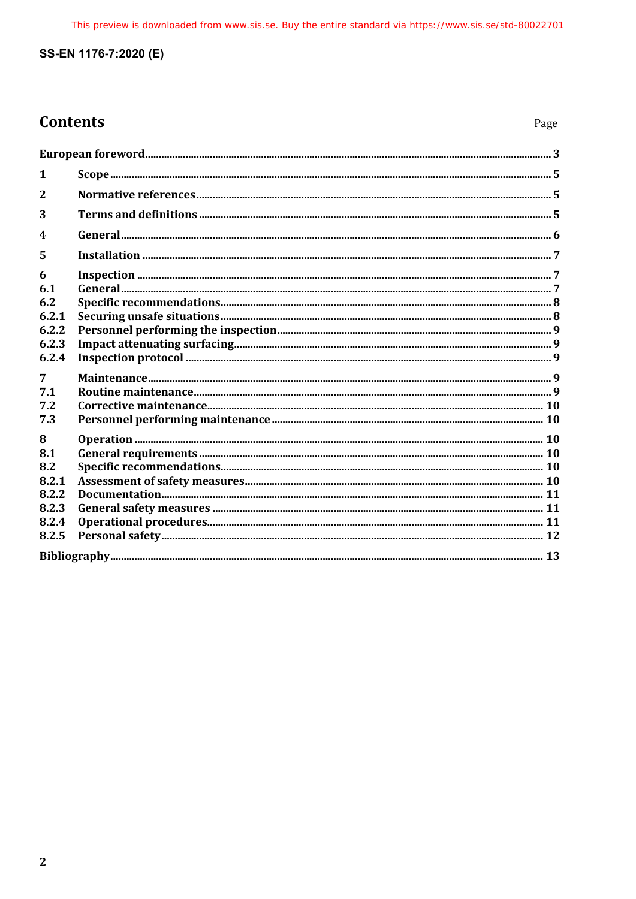# Contents

Page

| | | |
|---|---|---|
| **European foreword** | | **3** |
| **1** | **Scope** | **5** |
| **2** | **Normative references** | **5** |
| **3** | **Terms and definitions** | **5** |
| **4** | **General** | **6** |
| **5** | **Installation** | **7** |
| **6** | **Inspection** | **7** |
| **6.1** | **General** | **7** |
| **6.2** | **Specific recommendations** | **8** |
| **6.2.1** | **Securing unsafe situations** | **8** |
| **6.2.2** | **Personnel performing the inspection** | **9** |
| **6.2.3** | **Impact attenuating surfacing** | **9** |
| **6.2.4** | **Inspection protocol** | **9** |
| **7** | **Maintenance** | **9** |
| **7.1** | **Routine maintenance** | **9** |
| **7.2** | **Corrective maintenance** | **10** |
| **7.3** | **Personnel performing maintenance** | **10** |
| **8** | **Operation** | **10** |
| **8.1** | **General requirements** | **10** |
| **8.2** | **Specific recommendations** | **10** |
| **8.2.1** | **Assessment of safety measures** | **10** |
| **8.2.2** | **Documentation** | **11** |
| **8.2.3** | **General safety measures** | **11** |
| **8.2.4** | **Operational procedures** | **11** |
| **8.2.5** | **Personal safety** | **12** |
| **Bibliography** | | **13** |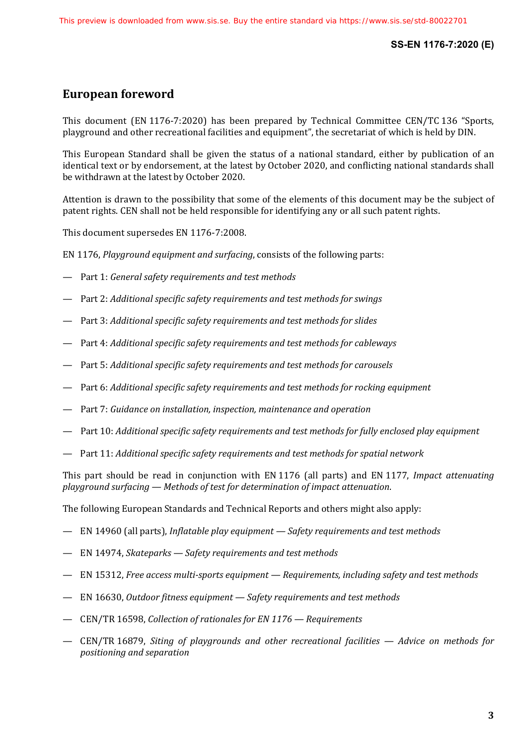# European foreword

This document (EN 1176-7:2020) has been prepared by Technical Committee CEN/TC 136 “Sports, playground and other recreational facilities and equipment”, the secretariat of which is held by DIN.

This European Standard shall be given the status of a national standard, either by publication of an identical text or by endorsement, at the latest by October 2020, and conflicting national standards shall be withdrawn at the latest by October 2020.

Attention is drawn to the possibility that some of the elements of this document may be the subject of patent rights. CEN shall not be held responsible for identifying any or all such patent rights.

This document supersedes EN 1176-7:2008.

EN 1176, *Playground equipment and surfacing*, consists of the following parts:

— Part 1: *General safety requirements and test methods*

— Part 2: *Additional specific safety requirements and test methods for swings*

— Part 3: *Additional specific safety requirements and test methods for slides*

— Part 4: *Additional specific safety requirements and test methods for cableways*

— Part 5: *Additional specific safety requirements and test methods for carousels*

— Part 6: *Additional specific safety requirements and test methods for rocking equipment*

— Part 7: *Guidance on installation, inspection, maintenance and operation*

— Part 10: *Additional specific safety requirements and test methods for fully enclosed play equipment*

— Part 11: *Additional specific safety requirements and test methods for spatial network*

This part should be read in conjunction with EN 1176 (all parts) and EN 1177, *Impact attenuating playground surfacing — Methods of test for determination of impact attenuation*.

The following European Standards and Technical Reports and others might also apply:

— EN 14960 (all parts), *Inflatable play equipment — Safety requirements and test methods*

— EN 14974, *Skateparks — Safety requirements and test methods*

— EN 15312, *Free access multi-sports equipment — Requirements, including safety and test methods*

— EN 16630, *Outdoor fitness equipment — Safety requirements and test methods*

— CEN/TR 16598, *Collection of rationales for EN 1176 — Requirements*

— CEN/TR 16879, *Siting of playgrounds and other recreational facilities — Advice on methods for positioning and separation*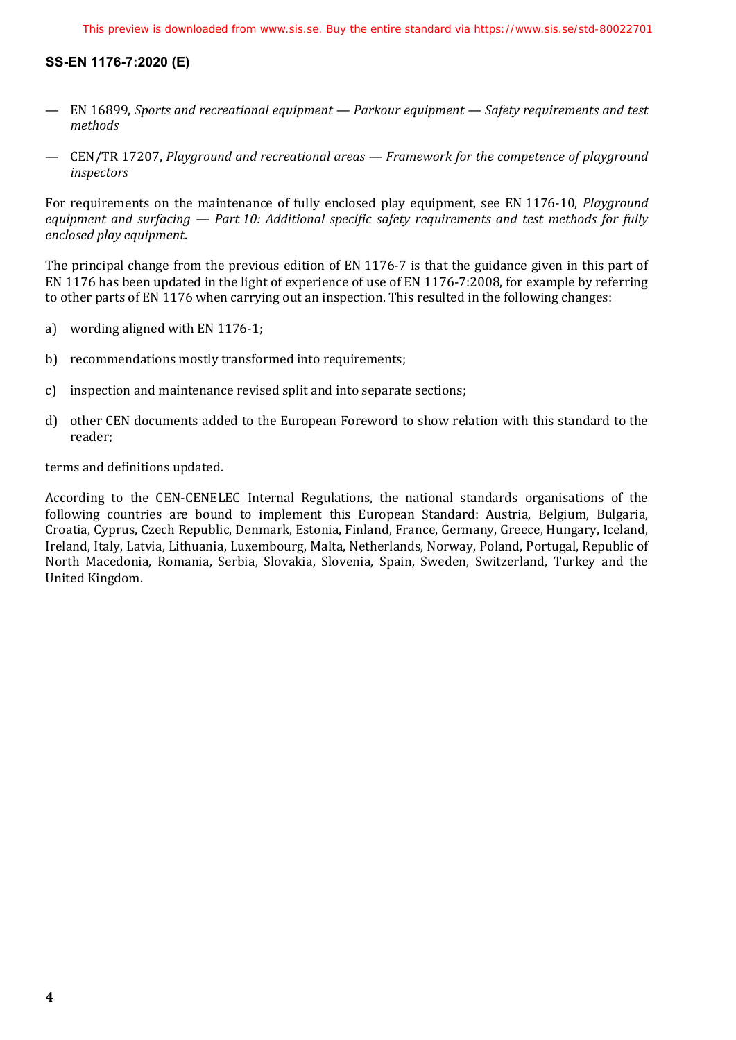— EN 16899, *Sports and recreational equipment — Parkour equipment — Safety requirements and test methods*

— CEN/TR 17207, *Playground and recreational areas — Framework for the competence of playground inspectors*

For requirements on the maintenance of fully enclosed play equipment, see EN 1176-10, *Playground equipment and surfacing — Part 10: Additional specific safety requirements and test methods for fully enclosed play equipment*.

The principal change from the previous edition of EN 1176-7 is that the guidance given in this part of EN 1176 has been updated in the light of experience of use of EN 1176-7:2008, for example by referring to other parts of EN 1176 when carrying out an inspection. This resulted in the following changes:

a) wording aligned with EN 1176-1;

b) recommendations mostly transformed into requirements;

c) inspection and maintenance revised split and into separate sections;

d) other CEN documents added to the European Foreword to show relation with this standard to the reader;

terms and definitions updated.

According to the CEN-CENELEC Internal Regulations, the national standards organisations of the following countries are bound to implement this European Standard: Austria, Belgium, Bulgaria, Croatia, Cyprus, Czech Republic, Denmark, Estonia, Finland, France, Germany, Greece, Hungary, Iceland, Ireland, Italy, Latvia, Lithuania, Luxembourg, Malta, Netherlands, Norway, Poland, Portugal, Republic of North Macedonia, Romania, Serbia, Slovakia, Slovenia, Spain, Sweden, Switzerland, Turkey and the United Kingdom.